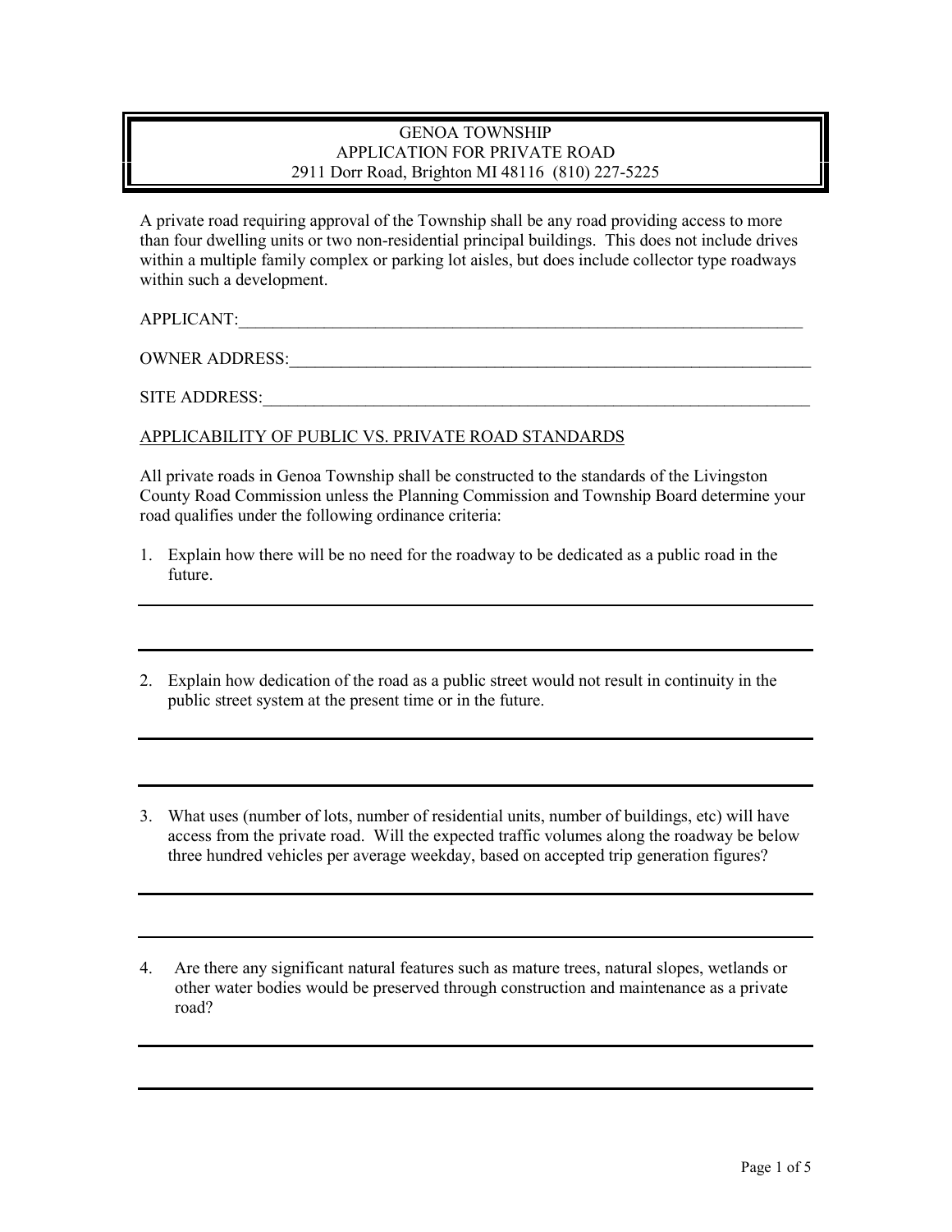# GENOA TOWNSHIP
## APPLICATION FOR PRIVATE ROAD
2911 Dorr Road, Brighton MI 48116 (810) 227-5225

A private road requiring approval of the Township shall be any road providing access to more than four dwelling units or two non-residential principal buildings. This does not include drives within a multiple family complex or parking lot aisles, but does include collector type roadways within such a development.

APPLICANT:______________________________________________________________________

OWNER ADDRESS:__________________________________________________________________

SITE ADDRESS:___________________________________________________________________

APPLICABILITY OF PUBLIC VS. PRIVATE ROAD STANDARDS

All private roads in Genoa Township shall be constructed to the standards of the Livingston County Road Commission unless the Planning Commission and Township Board determine your road qualifies under the following ordinance criteria:

1. Explain how there will be no need for the roadway to be dedicated as a public road in the future.

______________________________________________________________________________

______________________________________________________________________________

2. Explain how dedication of the road as a public street would not result in continuity in the public street system at the present time or in the future.

______________________________________________________________________________

______________________________________________________________________________

3. What uses (number of lots, number of residential units, number of buildings, etc) will have access from the private road. Will the expected traffic volumes along the roadway be below three hundred vehicles per average weekday, based on accepted trip generation figures?

______________________________________________________________________________

______________________________________________________________________________

4. Are there any significant natural features such as mature trees, natural slopes, wetlands or other water bodies would be preserved through construction and maintenance as a private road?

______________________________________________________________________________

______________________________________________________________________________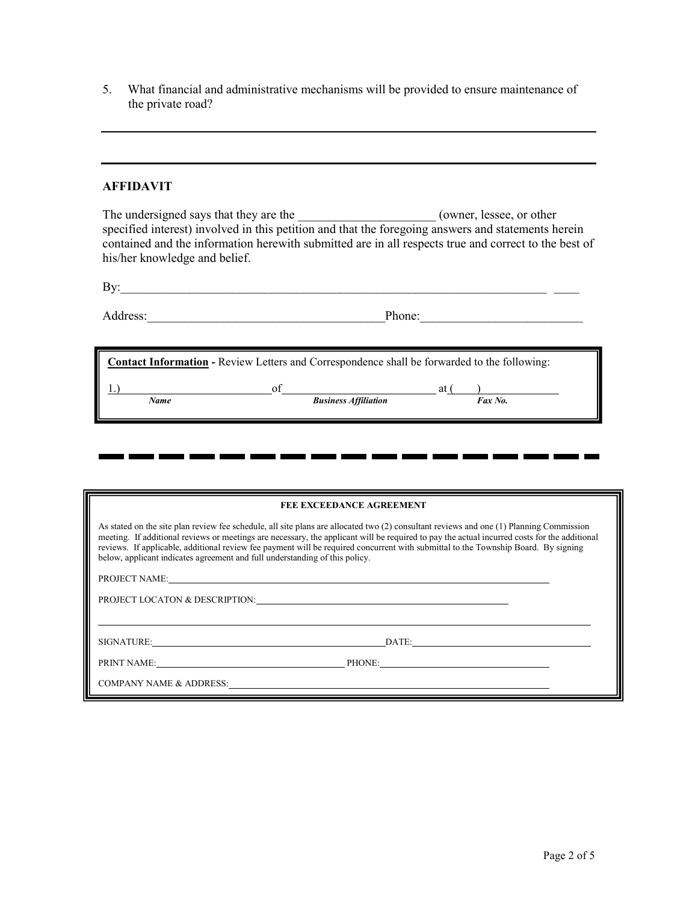5. What financial and administrative mechanisms will be provided to ensure maintenance of the private road?

_______________________________________________________________________________

_______________________________________________________________________________

## AFFIDAVIT

The undersigned says that they are the ______________________ (owner, lessee, or other specified interest) involved in this petition and that the foregoing answers and statements herein contained and the information herewith submitted are in all respects true and correct to the best of his/her knowledge and belief.

By:_______________________________________________________________________ ____

Address:______________________________________Phone:_________________________

**Contact Information** - Review Letters and Correspondence shall be forwarded to the following:

1.)__________________________of__________________________ at (____)_____________

*Name* *Business Affiliation* *Fax No.*

---

**FEE EXCEEDANCE AGREEMENT**

As stated on the site plan review fee schedule, all site plans are allocated two (2) consultant reviews and one (1) Planning Commission meeting. If additional reviews or meetings are necessary, the applicant will be required to pay the actual incurred costs for the additional reviews. If applicable, additional review fee payment will be required concurrent with submittal to the Township Board. By signing below, applicant indicates agreement and full understanding of this policy.

PROJECT NAME:_______________________________________________________________

PROJECT LOCATON & DESCRIPTION:_____________________________________________

_______________________________________________________________________________

SIGNATURE:_________________________________________DATE:___________________________

PRINT NAME:_________________________________ PHONE:___________________________

COMPANY NAME & ADDRESS:_________________________________________________________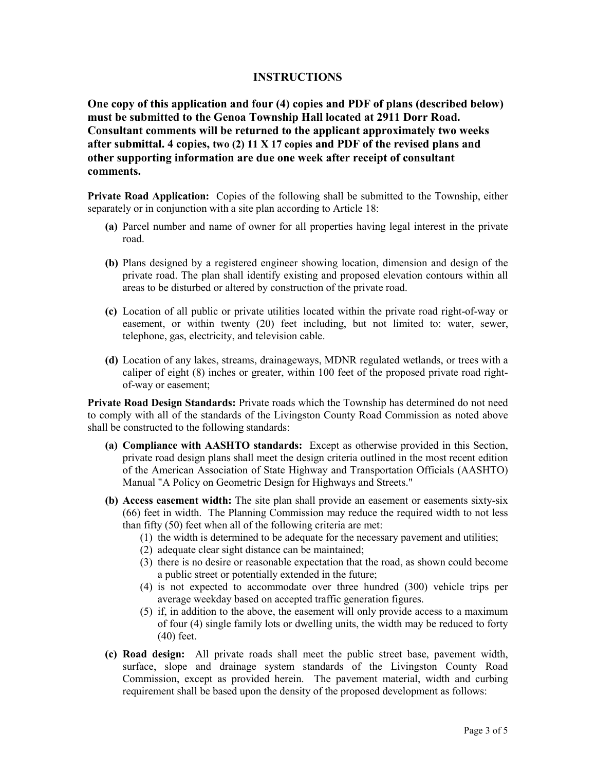## INSTRUCTIONS

**One copy of this application and four (4) copies and PDF of plans (described below) must be submitted to the Genoa Township Hall located at 2911 Dorr Road. Consultant comments will be returned to the applicant approximately two weeks after submittal. 4 copies, two (2) 11 X 17 copies and PDF of the revised plans and other supporting information are due one week after receipt of consultant comments.**

**Private Road Application:** Copies of the following shall be submitted to the Township, either separately or in conjunction with a site plan according to Article 18:

- **(a)** Parcel number and name of owner for all properties having legal interest in the private road.
- **(b)** Plans designed by a registered engineer showing location, dimension and design of the private road. The plan shall identify existing and proposed elevation contours within all areas to be disturbed or altered by construction of the private road.
- **(c)** Location of all public or private utilities located within the private road right-of-way or easement, or within twenty (20) feet including, but not limited to: water, sewer, telephone, gas, electricity, and television cable.
- **(d)** Location of any lakes, streams, drainageways, MDNR regulated wetlands, or trees with a caliper of eight (8) inches or greater, within 100 feet of the proposed private road right-of-way or easement;

**Private Road Design Standards:** Private roads which the Township has determined do not need to comply with all of the standards of the Livingston County Road Commission as noted above shall be constructed to the following standards:

- **(a) Compliance with AASHTO standards:** Except as otherwise provided in this Section, private road design plans shall meet the design criteria outlined in the most recent edition of the American Association of State Highway and Transportation Officials (AASHTO) Manual "A Policy on Geometric Design for Highways and Streets."
- **(b) Access easement width:** The site plan shall provide an easement or easements sixty-six (66) feet in width. The Planning Commission may reduce the required width to not less than fifty (50) feet when all of the following criteria are met:
  - (1) the width is determined to be adequate for the necessary pavement and utilities;
  - (2) adequate clear sight distance can be maintained;
  - (3) there is no desire or reasonable expectation that the road, as shown could become a public street or potentially extended in the future;
  - (4) is not expected to accommodate over three hundred (300) vehicle trips per average weekday based on accepted traffic generation figures.
  - (5) if, in addition to the above, the easement will only provide access to a maximum of four (4) single family lots or dwelling units, the width may be reduced to forty (40) feet.
- **(c) Road design:** All private roads shall meet the public street base, pavement width, surface, slope and drainage system standards of the Livingston County Road Commission, except as provided herein. The pavement material, width and curbing requirement shall be based upon the density of the proposed development as follows: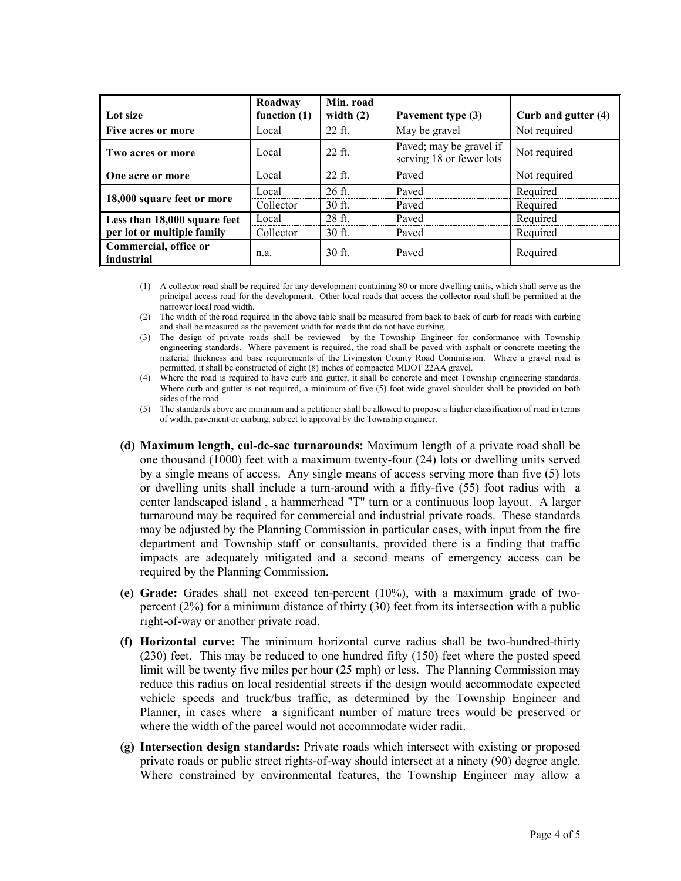| Lot size | Roadway function (1) | Min. road width (2) | Pavement type (3) | Curb and gutter (4) |
|---|---|---|---|---|
| **Five acres or more** | Local | 22 ft. | May be gravel | Not required |
| **Two acres or more** | Local | 22 ft. | Paved; may be gravel if serving 18 or fewer lots | Not required |
| **One acre or more** | Local | 22 ft. | Paved | Not required |
| **18,000 square feet or more** | Local | 26 ft. | Paved | Required |
| | Collector | 30 ft. | Paved | Required |
| **Less than 18,000 square feet per lot or multiple family** | Local | 28 ft. | Paved | Required |
| | Collector | 30 ft. | Paved | Required |
| **Commercial, office or industrial** | n.a. | 30 ft. | Paved | Required |

(1) A collector road shall be required for any development containing 80 or more dwelling units, which shall serve as the principal access road for the development. Other local roads that access the collector road shall be permitted at the narrower local road width.

(2) The width of the road required in the above table shall be measured from back to back of curb for roads with curbing and shall be measured as the pavement width for roads that do not have curbing.

(3) The design of private roads shall be reviewed by the Township Engineer for conformance with Township engineering standards. Where pavement is required, the road shall be paved with asphalt or concrete meeting the material thickness and base requirements of the Livingston County Road Commission. Where a gravel road is permitted, it shall be constructed of eight (8) inches of compacted MDOT 22AA gravel.

(4) Where the road is required to have curb and gutter, it shall be concrete and meet Township engineering standards. Where curb and gutter is not required, a minimum of five (5) foot wide gravel shoulder shall be provided on both sides of the road.

(5) The standards above are minimum and a petitioner shall be allowed to propose a higher classification of road in terms of width, pavement or curbing, subject to approval by the Township engineer.

**(d) Maximum length, cul-de-sac turnarounds:** Maximum length of a private road shall be one thousand (1000) feet with a maximum twenty-four (24) lots or dwelling units served by a single means of access. Any single means of access serving more than five (5) lots or dwelling units shall include a turn-around with a fifty-five (55) foot radius with a center landscaped island , a hammerhead "T" turn or a continuous loop layout. A larger turnaround may be required for commercial and industrial private roads. These standards may be adjusted by the Planning Commission in particular cases, with input from the fire department and Township staff or consultants, provided there is a finding that traffic impacts are adequately mitigated and a second means of emergency access can be required by the Planning Commission.

**(e) Grade:** Grades shall not exceed ten-percent (10%), with a maximum grade of two-percent (2%) for a minimum distance of thirty (30) feet from its intersection with a public right-of-way or another private road.

**(f) Horizontal curve:** The minimum horizontal curve radius shall be two-hundred-thirty (230) feet. This may be reduced to one hundred fifty (150) feet where the posted speed limit will be twenty five miles per hour (25 mph) or less. The Planning Commission may reduce this radius on local residential streets if the design would accommodate expected vehicle speeds and truck/bus traffic, as determined by the Township Engineer and Planner, in cases where a significant number of mature trees would be preserved or where the width of the parcel would not accommodate wider radii.

**(g) Intersection design standards:** Private roads which intersect with existing or proposed private roads or public street rights-of-way should intersect at a ninety (90) degree angle. Where constrained by environmental features, the Township Engineer may allow a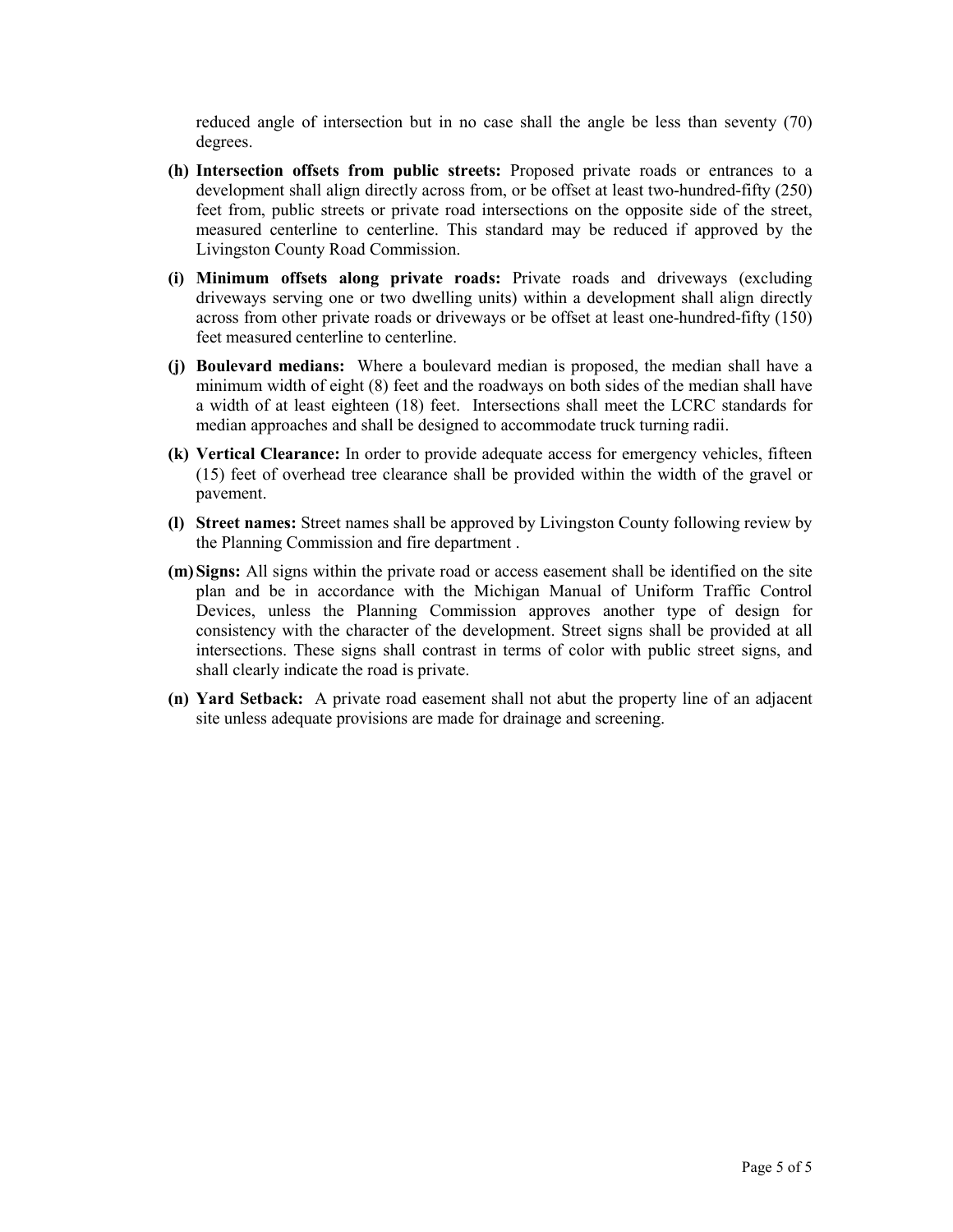reduced angle of intersection but in no case shall the angle be less than seventy (70) degrees.

**(h) Intersection offsets from public streets:** Proposed private roads or entrances to a development shall align directly across from, or be offset at least two-hundred-fifty (250) feet from, public streets or private road intersections on the opposite side of the street, measured centerline to centerline. This standard may be reduced if approved by the Livingston County Road Commission.

**(i) Minimum offsets along private roads:** Private roads and driveways (excluding driveways serving one or two dwelling units) within a development shall align directly across from other private roads or driveways or be offset at least one-hundred-fifty (150) feet measured centerline to centerline.

**(j) Boulevard medians:** Where a boulevard median is proposed, the median shall have a minimum width of eight (8) feet and the roadways on both sides of the median shall have a width of at least eighteen (18) feet. Intersections shall meet the LCRC standards for median approaches and shall be designed to accommodate truck turning radii.

**(k) Vertical Clearance:** In order to provide adequate access for emergency vehicles, fifteen (15) feet of overhead tree clearance shall be provided within the width of the gravel or pavement.

**(l) Street names:** Street names shall be approved by Livingston County following review by the Planning Commission and fire department .

**(m) Signs:** All signs within the private road or access easement shall be identified on the site plan and be in accordance with the Michigan Manual of Uniform Traffic Control Devices, unless the Planning Commission approves another type of design for consistency with the character of the development. Street signs shall be provided at all intersections. These signs shall contrast in terms of color with public street signs, and shall clearly indicate the road is private.

**(n) Yard Setback:** A private road easement shall not abut the property line of an adjacent site unless adequate provisions are made for drainage and screening.